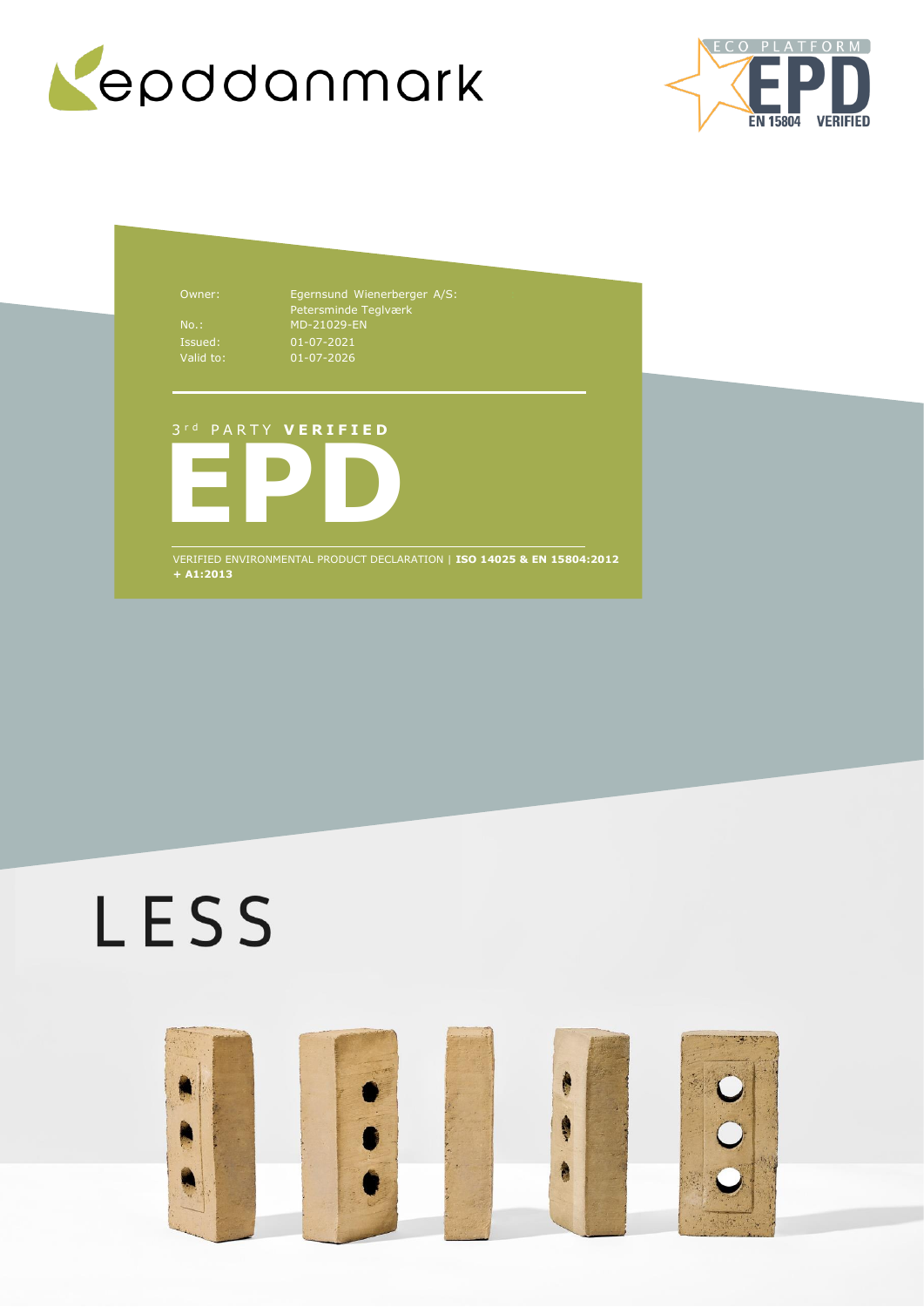epddanmark

ECO PLATFORM EPD EN 15804 VERIFIED

| | |
|---|---|
| Owner: | Egernsund Wienerberger A/S: Petersminde Teglværk |
| No.: | MD-21029-EN |
| Issued: | 01-07-2021 |
| Valid to: | 01-07-2026 |

3rd PARTY **VERIFIED**

# EPD

VERIFIED ENVIRONMENTAL PRODUCT DECLARATION | **ISO 14025 & EN 15804:2012 + A1:2013**

# LESS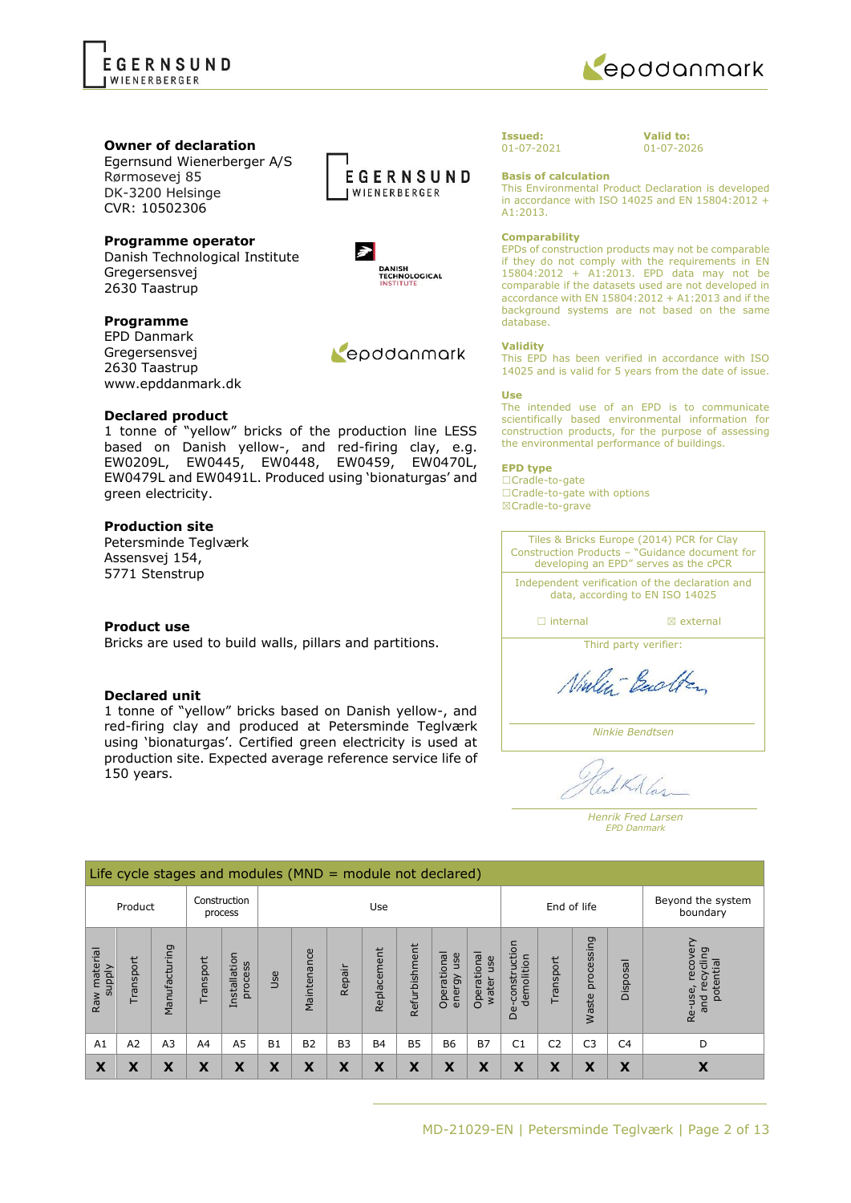**Owner of declaration**
Egernsund Wienerberger A/S
Rørmosevej 85
DK-3200 Helsinge
CVR: 10502306

**Programme operator**
Danish Technological Institute
Gregersensvej
2630 Taastrup

**Programme**
EPD Danmark
Gregersensvej
2630 Taastrup
www.epddanmark.dk

**Declared product**
1 tonne of "yellow" bricks of the production line LESS based on Danish yellow-, and red-firing clay, e.g. EW0209L, EW0445, EW0448, EW0459, EW0470L, EW0479L and EW0491L. Produced using 'bionaturgas' and green electricity.

**Production site**
Petersminde Teglværk
Assensvej 154,
5771 Stenstrup

**Product use**
Bricks are used to build walls, pillars and partitions.

**Declared unit**
1 tonne of "yellow" bricks based on Danish yellow-, and red-firing clay and produced at Petersminde Teglværk using 'bionaturgas'. Certified green electricity is used at production site. Expected average reference service life of 150 years.

**Issued:** 01-07-2021

**Valid to:** 01-07-2026

**Basis of calculation**
This Environmental Product Declaration is developed in accordance with ISO 14025 and EN 15804:2012 + A1:2013.

**Comparability**
EPDs of construction products may not be comparable if they do not comply with the requirements in EN 15804:2012 + A1:2013. EPD data may not be comparable if the datasets used are not developed in accordance with EN 15804:2012 + A1:2013 and if the background systems are not based on the same database.

**Validity**
This EPD has been verified in accordance with ISO 14025 and is valid for 5 years from the date of issue.

**Use**
The intended use of an EPD is to communicate scientifically based environmental information for construction products, for the purpose of assessing the environmental performance of buildings.

**EPD type**
☐Cradle-to-gate
☐Cradle-to-gate with options
☒Cradle-to-grave

Tiles & Bricks Europe (2014) PCR for Clay Construction Products – "Guidance document for developing an EPD" serves as the cPCR

Independent verification of the declaration and data, according to EN ISO 14025

☐ internal ☒ external

Third party verifier:

*Ninkie Bendtsen*

*Henrik Fred Larsen*
*EPD Danmark*

| Life cycle stages and modules (MND = module not declared) | | | | | | | | | | | | | | | | |
|---|---|---|---|---|---|---|---|---|---|---|---|---|---|---|---|---|
| Product | | | Construction process | | Use | | | | | | | End of life | | | | Beyond the system boundary |
| Raw material supply | Transport | Manufacturing | Transport | Installation process | Use | Maintenance | Repair | Replacement | Refurbishment | Operational energy use | Operational water use | De-construction demolition | Transport | Waste processing | Disposal | Re-use, recovery and recycling potential |
| A1 | A2 | A3 | A4 | A5 | B1 | B2 | B3 | B4 | B5 | B6 | B7 | C1 | C2 | C3 | C4 | D |
| X | X | X | X | X | X | X | X | X | X | X | X | X | X | X | X | X |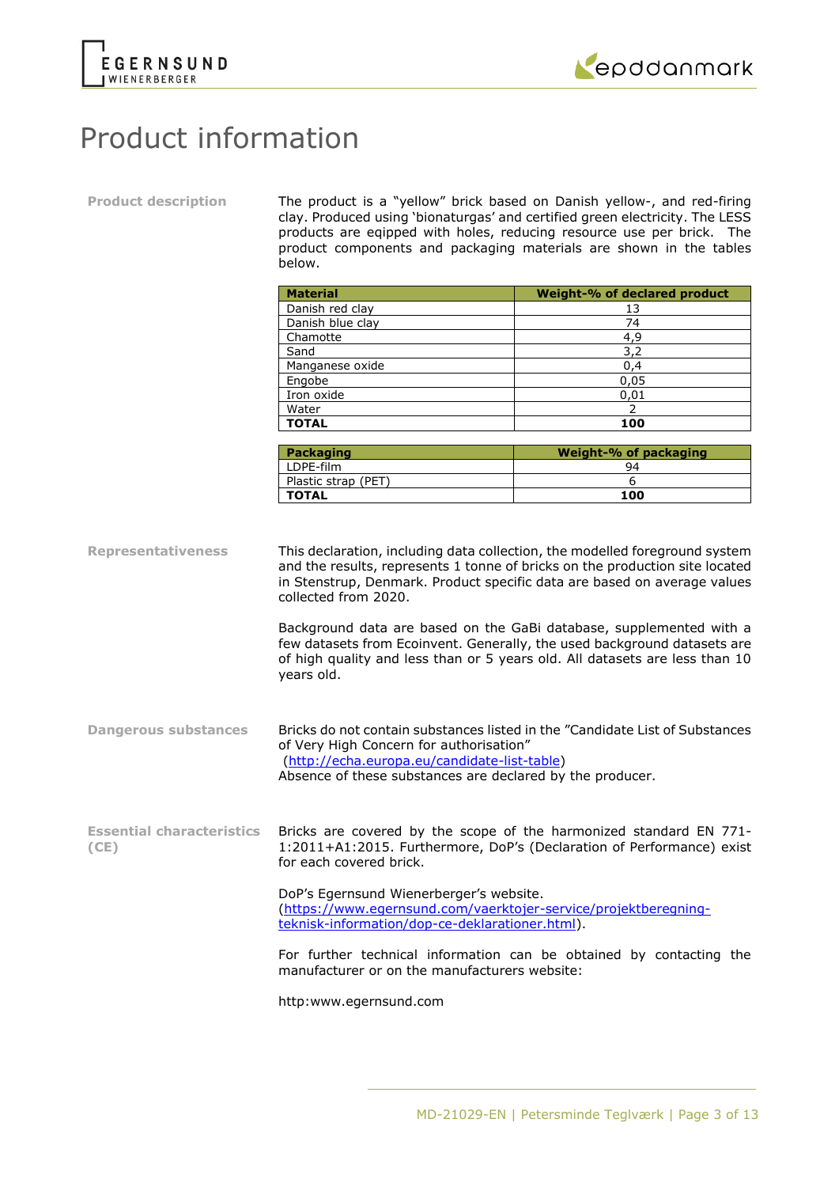# Product information

**Product description**

The product is a "yellow" brick based on Danish yellow-, and red-firing clay. Produced using 'bionaturgas' and certified green electricity. The LESS products are eqipped with holes, reducing resource use per brick. The product components and packaging materials are shown in the tables below.

| Material | Weight-% of declared product |
|---|---|
| Danish red clay | 13 |
| Danish blue clay | 74 |
| Chamotte | 4,9 |
| Sand | 3,2 |
| Manganese oxide | 0,4 |
| Engobe | 0,05 |
| Iron oxide | 0,01 |
| Water | 2 |
| **TOTAL** | **100** |

| Packaging | Weight-% of packaging |
|---|---|
| LDPE-film | 94 |
| Plastic strap (PET) | 6 |
| **TOTAL** | **100** |

**Representativeness**

This declaration, including data collection, the modelled foreground system and the results, represents 1 tonne of bricks on the production site located in Stenstrup, Denmark. Product specific data are based on average values collected from 2020.

Background data are based on the GaBi database, supplemented with a few datasets from Ecoinvent. Generally, the used background datasets are of high quality and less than or 5 years old. All datasets are less than 10 years old.

**Dangerous substances**

Bricks do not contain substances listed in the "Candidate List of Substances of Very High Concern for authorisation" (http://echa.europa.eu/candidate-list-table)
Absence of these substances are declared by the producer.

**Essential characteristics (CE)**

Bricks are covered by the scope of the harmonized standard EN 771-1:2011+A1:2015. Furthermore, DoP's (Declaration of Performance) exist for each covered brick.

DoP's Egernsund Wienerberger's website. (https://www.egernsund.com/vaerktojer-service/projektberegning-teknisk-information/dop-ce-deklarationer.html).

For further technical information can be obtained by contacting the manufacturer or on the manufacturers website:

http:www.egernsund.com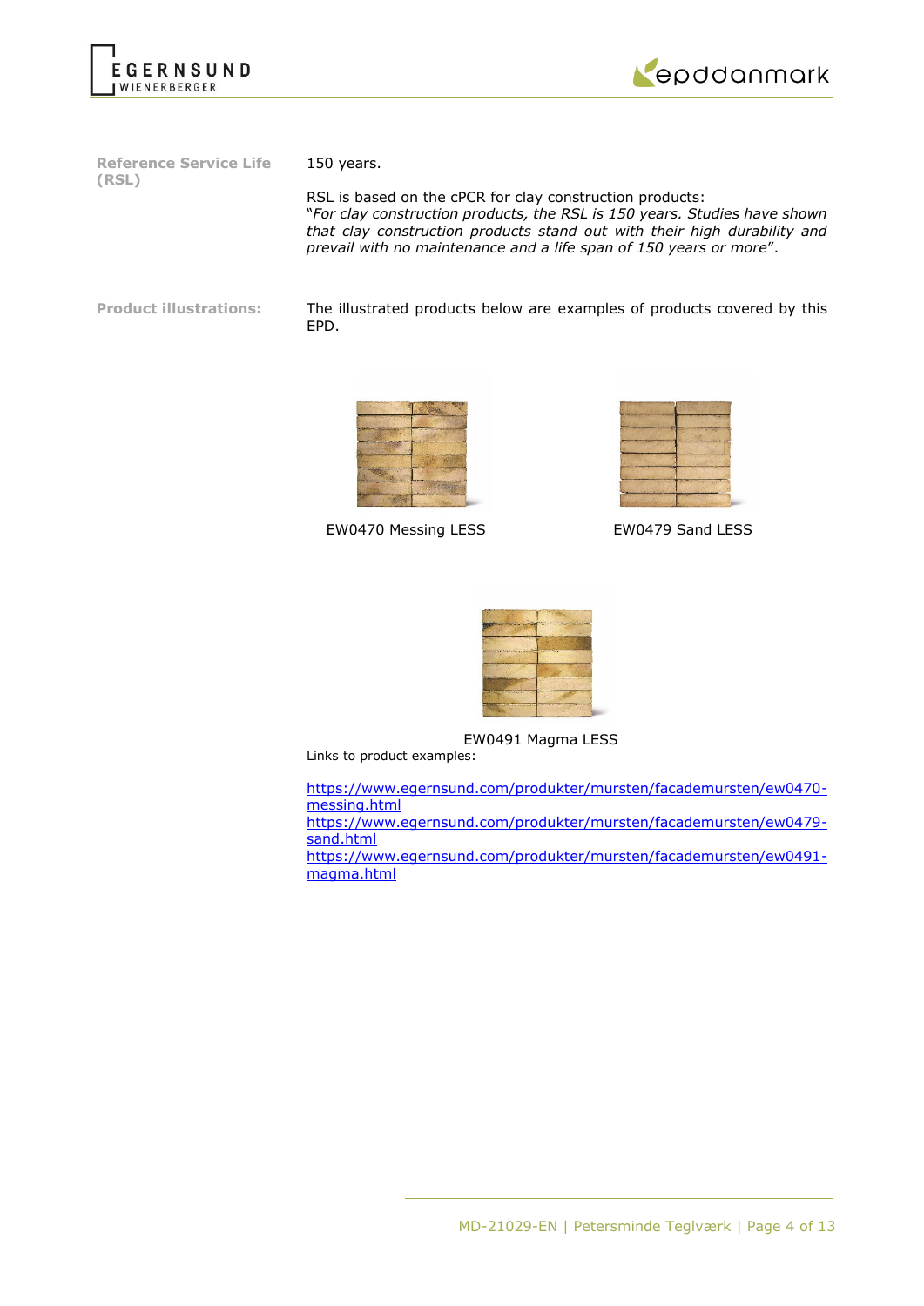**Reference Service Life (RSL)**

150 years.

RSL is based on the cPCR for clay construction products:
"*For clay construction products, the RSL is 150 years. Studies have shown that clay construction products stand out with their high durability and prevail with no maintenance and a life span of 150 years or more*".

**Product illustrations:**

The illustrated products below are examples of products covered by this EPD.

EW0470 Messing LESS

EW0479 Sand LESS

EW0491 Magma LESS

Links to product examples:

https://www.egernsund.com/produkter/mursten/facademursten/ew0470-messing.html
https://www.egernsund.com/produkter/mursten/facademursten/ew0479-sand.html
https://www.egernsund.com/produkter/mursten/facademursten/ew0491-magma.html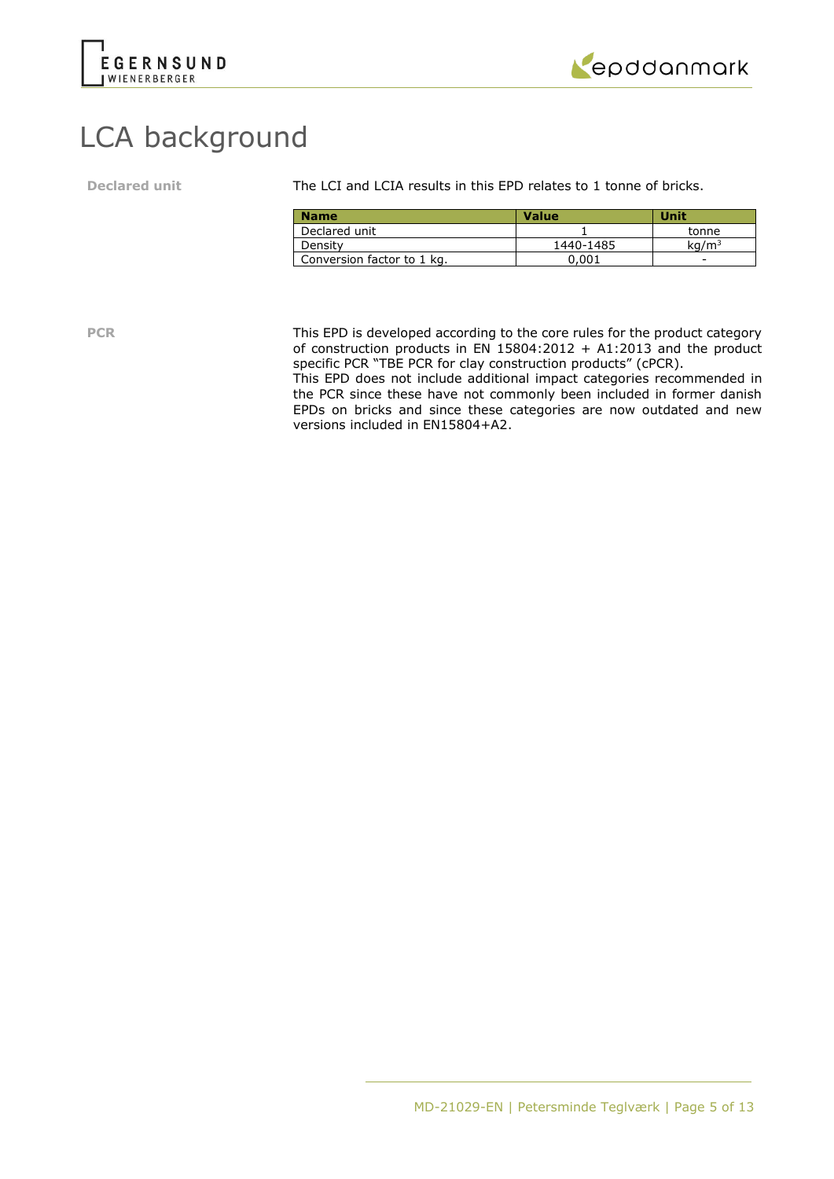# LCA background

**Declared unit**

The LCI and LCIA results in this EPD relates to 1 tonne of bricks.

| Name | Value | Unit |
|---|---|---|
| Declared unit | 1 | tonne |
| Density | 1440-1485 | $kg/m^3$ |
| Conversion factor to 1 kg. | 0,001 | - |

**PCR**

This EPD is developed according to the core rules for the product category of construction products in EN 15804:2012 + A1:2013 and the product specific PCR "TBE PCR for clay construction products" (cPCR).
This EPD does not include additional impact categories recommended in the PCR since these have not commonly been included in former danish EPDs on bricks and since these categories are now outdated and new versions included in EN15804+A2.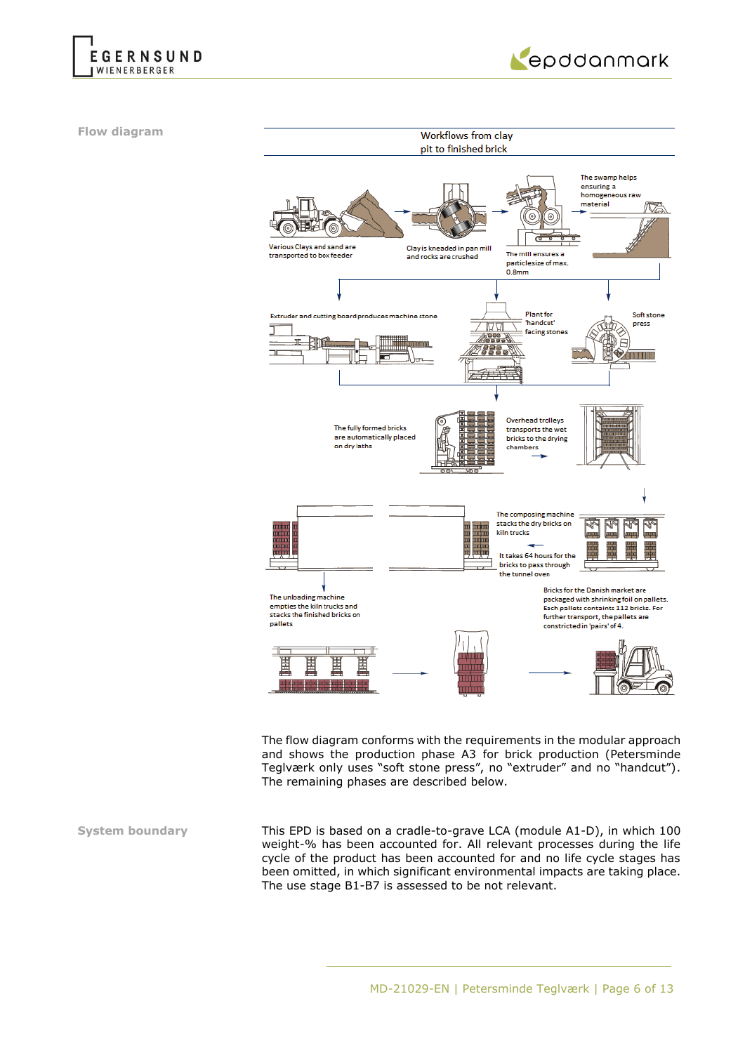## Flow diagram

Workflows from clay pit to finished brick

Various Clays and sand are transported to box feeder

Clay is kneaded in pan mill and rocks are crushed

The mill ensures a particlesize of max. 0.8mm

The swamp helps ensuring a homogeneous raw material

Extruder and cutting board produces machine stone

Plant for 'handcut' facing stones

Soft stone press

The fully formed bricks are automatically placed on dry laths

Overhead trolleys transports the wet bricks to the drying chambers

The composing machine stacks the dry bricks on kiln trucks

It takes 64 hours for the bricks to pass through the tunnel oven

The unloading machine empties the kiln trucks and stacks the finished bricks on pallets

Bricks for the Danish market are packaged with shrinking foil on pallets. Each pallets contaitns 112 bricks. For further transport, the pallets are constricted in 'pairs' of 4.

The flow diagram conforms with the requirements in the modular approach and shows the production phase A3 for brick production (Petersminde Teglværk only uses “soft stone press”, no “extruder” and no “handcut”). The remaining phases are described below.

## System boundary

This EPD is based on a cradle-to-grave LCA (module A1-D), in which 100 weight-% has been accounted for. All relevant processes during the life cycle of the product has been accounted for and no life cycle stages has been omitted, in which significant environmental impacts are taking place. The use stage B1-B7 is assessed to be not relevant.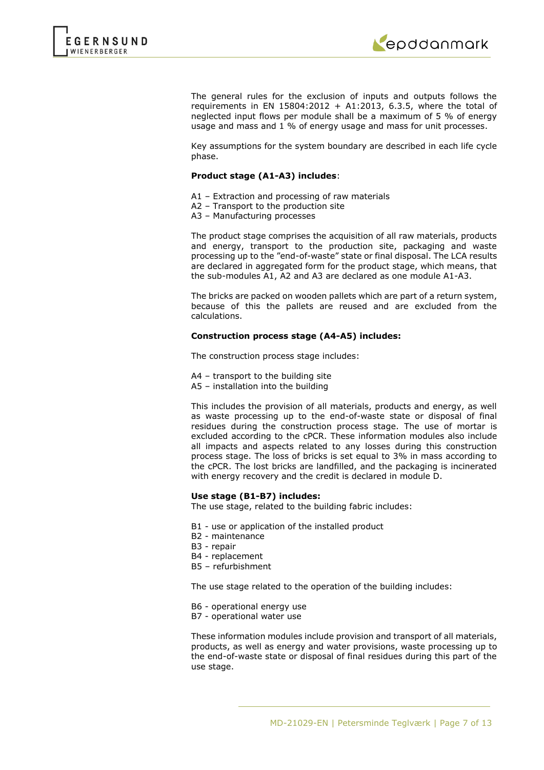The general rules for the exclusion of inputs and outputs follows the requirements in EN 15804:2012 + A1:2013, 6.3.5, where the total of neglected input flows per module shall be a maximum of 5 % of energy usage and mass and 1 % of energy usage and mass for unit processes.

Key assumptions for the system boundary are described in each life cycle phase.

**Product stage (A1-A3) includes**:

A1 – Extraction and processing of raw materials
A2 – Transport to the production site
A3 – Manufacturing processes

The product stage comprises the acquisition of all raw materials, products and energy, transport to the production site, packaging and waste processing up to the "end-of-waste" state or final disposal. The LCA results are declared in aggregated form for the product stage, which means, that the sub-modules A1, A2 and A3 are declared as one module A1-A3.

The bricks are packed on wooden pallets which are part of a return system, because of this the pallets are reused and are excluded from the calculations.

**Construction process stage (A4-A5) includes:**

The construction process stage includes:

A4 – transport to the building site
A5 – installation into the building

This includes the provision of all materials, products and energy, as well as waste processing up to the end-of-waste state or disposal of final residues during the construction process stage. The use of mortar is excluded according to the cPCR. These information modules also include all impacts and aspects related to any losses during this construction process stage. The loss of bricks is set equal to 3% in mass according to the cPCR. The lost bricks are landfilled, and the packaging is incinerated with energy recovery and the credit is declared in module D.

**Use stage (B1-B7) includes:**

The use stage, related to the building fabric includes:

B1 - use or application of the installed product
B2 - maintenance
B3 - repair
B4 - replacement
B5 – refurbishment

The use stage related to the operation of the building includes:

B6 - operational energy use
B7 - operational water use

These information modules include provision and transport of all materials, products, as well as energy and water provisions, waste processing up to the end-of-waste state or disposal of final residues during this part of the use stage.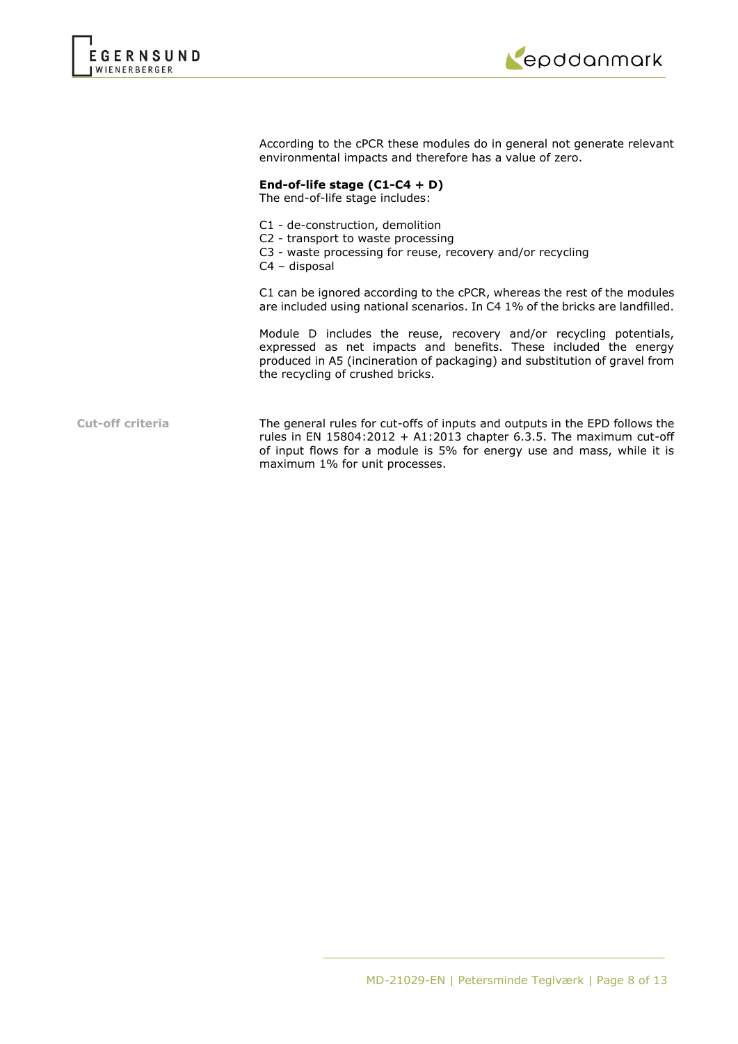According to the cPCR these modules do in general not generate relevant environmental impacts and therefore has a value of zero.

**End-of-life stage (C1-C4 + D)**
The end-of-life stage includes:

C1 - de-construction, demolition
C2 - transport to waste processing
C3 - waste processing for reuse, recovery and/or recycling
C4 – disposal

C1 can be ignored according to the cPCR, whereas the rest of the modules are included using national scenarios. In C4 1% of the bricks are landfilled.

Module D includes the reuse, recovery and/or recycling potentials, expressed as net impacts and benefits. These included the energy produced in A5 (incineration of packaging) and substitution of gravel from the recycling of crushed bricks.

**Cut-off criteria**

The general rules for cut-offs of inputs and outputs in the EPD follows the rules in EN 15804:2012 + A1:2013 chapter 6.3.5. The maximum cut-off of input flows for a module is 5% for energy use and mass, while it is maximum 1% for unit processes.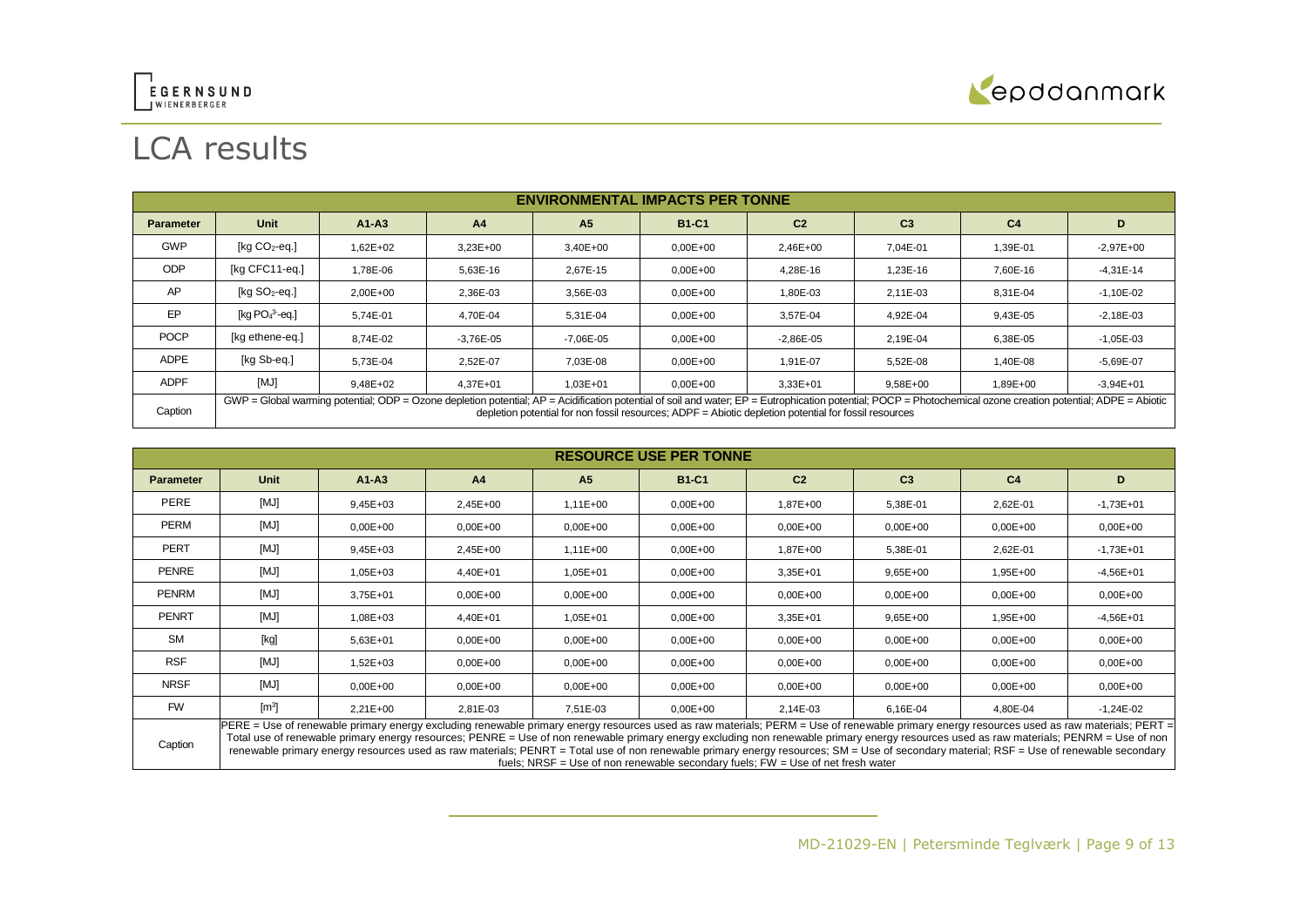# LCA results

| ENVIRONMENTAL IMPACTS PER TONNE | | | | | | | | | |
|---|---|---|---|---|---|---|---|---|---|
| **Parameter** | **Unit** | **A1-A3** | **A4** | **A5** | **B1-C1** | **C2** | **C3** | **C4** | **D** |
| GWP | [kg $CO_2$-eq.] | 1,62E+02 | 3,23E+00 | 3,40E+00 | 0,00E+00 | 2,46E+00 | 7,04E-01 | 1,39E-01 | -2,97E+00 |
| ODP | [kg CFC11-eq.] | 1,78E-06 | 5,63E-16 | 2,67E-15 | 0,00E+00 | 4,28E-16 | 1,23E-16 | 7,60E-16 | -4,31E-14 |
| AP | [kg $SO_2$-eq.] | 2,00E+00 | 2,36E-03 | 3,56E-03 | 0,00E+00 | 1,80E-03 | 2,11E-03 | 8,31E-04 | -1,10E-02 |
| EP | [kg $PO_4^{3-}$-eq.] | 5,74E-01 | 4,70E-04 | 5,31E-04 | 0,00E+00 | 3,57E-04 | 4,92E-04 | 9,43E-05 | -2,18E-03 |
| POCP | [kg ethene-eq.] | 8,74E-02 | -3,76E-05 | -7,06E-05 | 0,00E+00 | -2,86E-05 | 2,19E-04 | 6,38E-05 | -1,05E-03 |
| ADPE | [kg Sb-eq.] | 5,73E-04 | 2,52E-07 | 7,03E-08 | 0,00E+00 | 1,91E-07 | 5,52E-08 | 1,40E-08 | -5,69E-07 |
| ADPF | [MJ] | 9,48E+02 | 4,37E+01 | 1,03E+01 | 0,00E+00 | 3,33E+01 | 9,58E+00 | 1,89E+00 | -3,94E+01 |
| Caption | GWP = Global warming potential; ODP = Ozone depletion potential; AP = Acidification potential of soil and water; EP = Eutrophication potential; POCP = Photochemical ozone creation potential; ADPE = Abiotic depletion potential for non fossil resources; ADPF = Abiotic depletion potential for fossil resources | | | | | | | | |

| RESOURCE USE PER TONNE | | | | | | | | | |
|---|---|---|---|---|---|---|---|---|---|
| **Parameter** | **Unit** | **A1-A3** | **A4** | **A5** | **B1-C1** | **C2** | **C3** | **C4** | **D** |
| PERE | [MJ] | 9,45E+03 | 2,45E+00 | 1,11E+00 | 0,00E+00 | 1,87E+00 | 5,38E-01 | 2,62E-01 | -1,73E+01 |
| PERM | [MJ] | 0,00E+00 | 0,00E+00 | 0,00E+00 | 0,00E+00 | 0,00E+00 | 0,00E+00 | 0,00E+00 | 0,00E+00 |
| PERT | [MJ] | 9,45E+03 | 2,45E+00 | 1,11E+00 | 0,00E+00 | 1,87E+00 | 5,38E-01 | 2,62E-01 | -1,73E+01 |
| PENRE | [MJ] | 1,05E+03 | 4,40E+01 | 1,05E+01 | 0,00E+00 | 3,35E+01 | 9,65E+00 | 1,95E+00 | -4,56E+01 |
| PENRM | [MJ] | 3,75E+01 | 0,00E+00 | 0,00E+00 | 0,00E+00 | 0,00E+00 | 0,00E+00 | 0,00E+00 | 0,00E+00 |
| PENRT | [MJ] | 1,08E+03 | 4,40E+01 | 1,05E+01 | 0,00E+00 | 3,35E+01 | 9,65E+00 | 1,95E+00 | -4,56E+01 |
| SM | [kg] | 5,63E+01 | 0,00E+00 | 0,00E+00 | 0,00E+00 | 0,00E+00 | 0,00E+00 | 0,00E+00 | 0,00E+00 |
| RSF | [MJ] | 1,52E+03 | 0,00E+00 | 0,00E+00 | 0,00E+00 | 0,00E+00 | 0,00E+00 | 0,00E+00 | 0,00E+00 |
| NRSF | [MJ] | 0,00E+00 | 0,00E+00 | 0,00E+00 | 0,00E+00 | 0,00E+00 | 0,00E+00 | 0,00E+00 | 0,00E+00 |
| FW | [$m^3$] | 2,21E+00 | 2,81E-03 | 7,51E-03 | 0,00E+00 | 2,14E-03 | 6,16E-04 | 4,80E-04 | -1,24E-02 |
| Caption | PERE = Use of renewable primary energy excluding renewable primary energy resources used as raw materials; PERM = Use of renewable primary energy resources used as raw materials; PERT = Total use of renewable primary energy resources; PENRE = Use of non renewable primary energy excluding non renewable primary energy resources used as raw materials; PENRM = Use of non renewable primary energy resources used as raw materials; PENRT = Total use of non renewable primary energy resources; SM = Use of secondary material; RSF = Use of renewable secondary fuels; NRSF = Use of non renewable secondary fuels; FW = Use of net fresh water | | | | | | | | |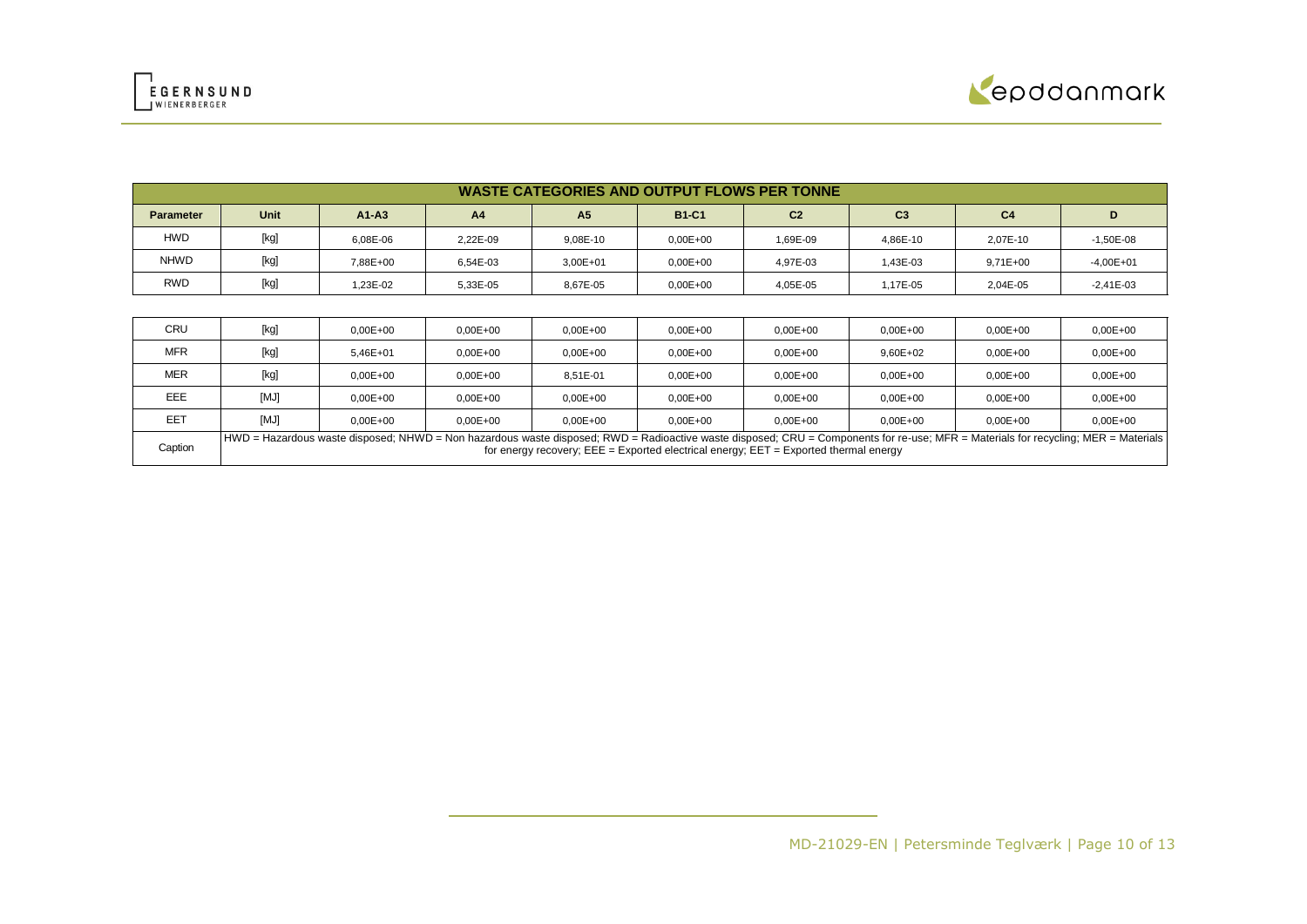| WASTE CATEGORIES AND OUTPUT FLOWS PER TONNE | | | | | | | | | |
|---|---|---|---|---|---|---|---|---|---|
| **Parameter** | **Unit** | **A1-A3** | **A4** | **A5** | **B1-C1** | **C2** | **C3** | **C4** | **D** |
| HWD | [kg] | 6,08E-06 | 2,22E-09 | 9,08E-10 | 0,00E+00 | 1,69E-09 | 4,86E-10 | 2,07E-10 | -1,50E-08 |
| NHWD | [kg] | 7,88E+00 | 6,54E-03 | 3,00E+01 | 0,00E+00 | 4,97E-03 | 1,43E-03 | 9,71E+00 | -4,00E+01 |
| RWD | [kg] | 1,23E-02 | 5,33E-05 | 8,67E-05 | 0,00E+00 | 4,05E-05 | 1,17E-05 | 2,04E-05 | -2,41E-03 |
| CRU | [kg] | 0,00E+00 | 0,00E+00 | 0,00E+00 | 0,00E+00 | 0,00E+00 | 0,00E+00 | 0,00E+00 | 0,00E+00 |
| MFR | [kg] | 5,46E+01 | 0,00E+00 | 0,00E+00 | 0,00E+00 | 0,00E+00 | 9,60E+02 | 0,00E+00 | 0,00E+00 |
| MER | [kg] | 0,00E+00 | 0,00E+00 | 8,51E-01 | 0,00E+00 | 0,00E+00 | 0,00E+00 | 0,00E+00 | 0,00E+00 |
| EEE | [MJ] | 0,00E+00 | 0,00E+00 | 0,00E+00 | 0,00E+00 | 0,00E+00 | 0,00E+00 | 0,00E+00 | 0,00E+00 |
| EET | [MJ] | 0,00E+00 | 0,00E+00 | 0,00E+00 | 0,00E+00 | 0,00E+00 | 0,00E+00 | 0,00E+00 | 0,00E+00 |
| Caption | HWD = Hazardous waste disposed; NHWD = Non hazardous waste disposed; RWD = Radioactive waste disposed; CRU = Components for re-use; MFR = Materials for recycling; MER = Materials for energy recovery; EEE = Exported electrical energy; EET = Exported thermal energy | | | | | | | | |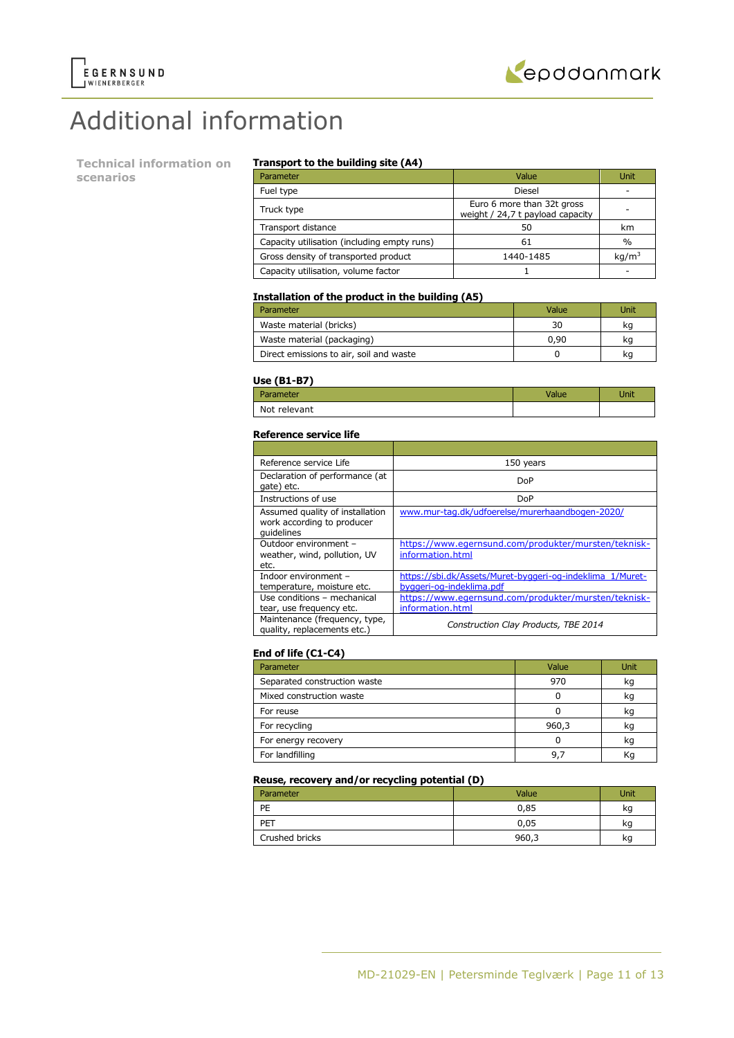# Additional information

## Technical information on scenarios

### Transport to the building site (A4)

| Parameter | Value | Unit |
|---|---|---|
| Fuel type | Diesel | - |
| Truck type | Euro 6 more than 32t gross weight / 24,7 t payload capacity | - |
| Transport distance | 50 | km |
| Capacity utilisation (including empty runs) | 61 | % |
| Gross density of transported product | 1440-1485 | kg/m$^3$ |
| Capacity utilisation, volume factor | 1 | - |

### Installation of the product in the building (A5)

| Parameter | Value | Unit |
|---|---|---|
| Waste material (bricks) | 30 | kg |
| Waste material (packaging) | 0,90 | kg |
| Direct emissions to air, soil and waste | 0 | kg |

### Use (B1-B7)

| Parameter | Value | Unit |
|---|---|---|
| Not relevant | | |

### Reference service life

| | |
|---|---|
| Reference service Life | 150 years |
| Declaration of performance (at gate) etc. | DoP |
| Instructions of use | DoP |
| Assumed quality of installation work according to producer guidelines | www.mur-tag.dk/udfoerelse/murerhaandbogen-2020/ |
| Outdoor environment – weather, wind, pollution, UV etc. | https://www.egernsund.com/produkter/mursten/teknisk-information.html |
| Indoor environment – temperature, moisture etc. | https://sbi.dk/Assets/Muret-byggeri-og-indeklima_1/Muret-byggeri-og-indeklima.pdf |
| Use conditions – mechanical tear, use frequency etc. | https://www.egernsund.com/produkter/mursten/teknisk-information.html |
| Maintenance (frequency, type, quality, replacements etc.) | *Construction Clay Products, TBE 2014* |

### End of life (C1-C4)

| Parameter | Value | Unit |
|---|---|---|
| Separated construction waste | 970 | kg |
| Mixed construction waste | 0 | kg |
| For reuse | 0 | kg |
| For recycling | 960,3 | kg |
| For energy recovery | 0 | kg |
| For landfilling | 9,7 | Kg |

### Reuse, recovery and/or recycling potential (D)

| Parameter | Value | Unit |
|---|---|---|
| PE | 0,85 | kg |
| PET | 0,05 | kg |
| Crushed bricks | 960,3 | kg |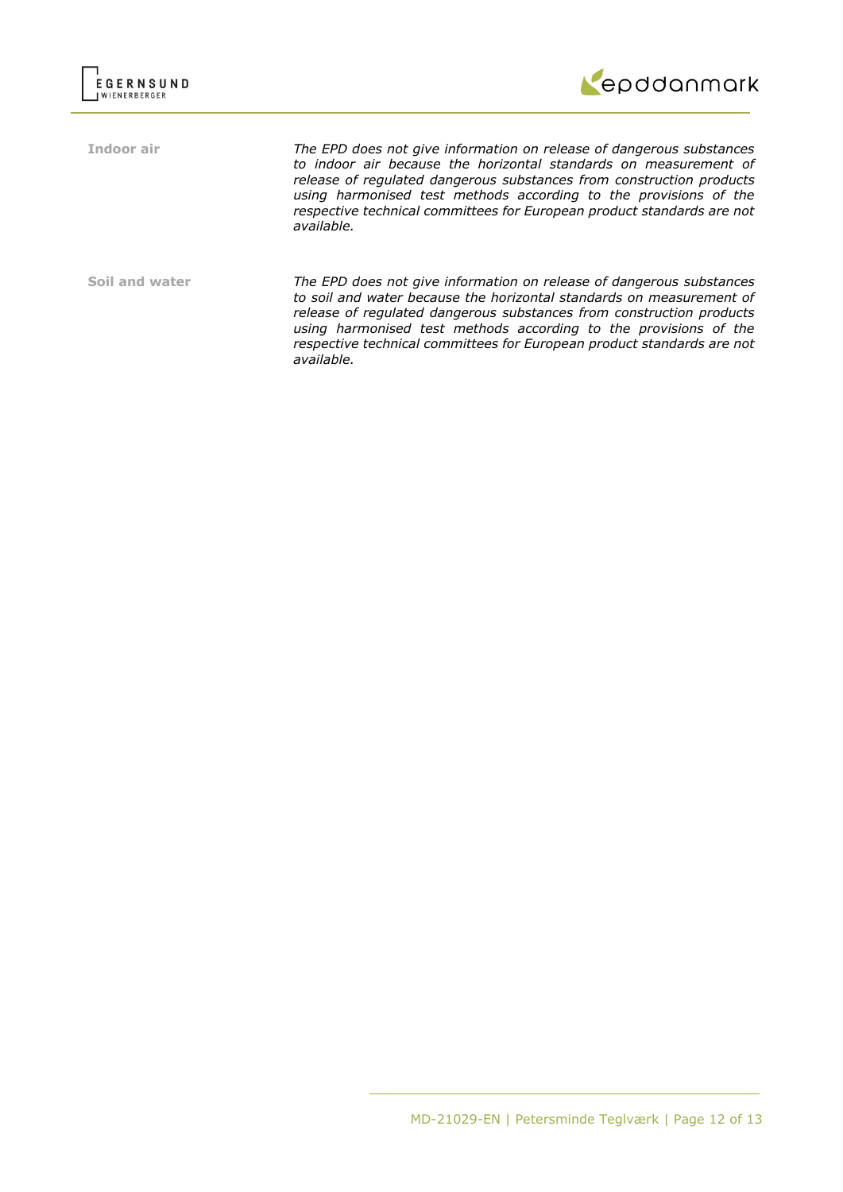**Indoor air**

*The EPD does not give information on release of dangerous substances to indoor air because the horizontal standards on measurement of release of regulated dangerous substances from construction products using harmonised test methods according to the provisions of the respective technical committees for European product standards are not available.*

**Soil and water**

*The EPD does not give information on release of dangerous substances to soil and water because the horizontal standards on measurement of release of regulated dangerous substances from construction products using harmonised test methods according to the provisions of the respective technical committees for European product standards are not available.*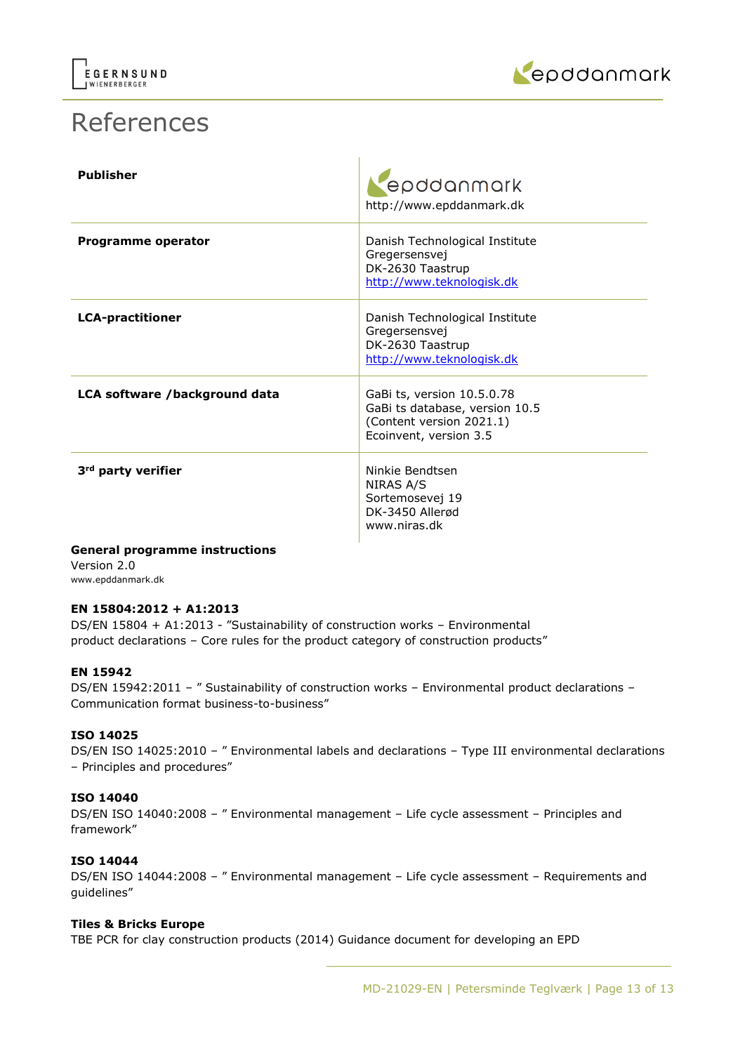# References

| | |
|---|---|
| **Publisher** | epddanmark<br>http://www.epddanmark.dk |
| **Programme operator** | Danish Technological Institute<br>Gregersensvej<br>DK-2630 Taastrup<br>http://www.teknologisk.dk |
| **LCA-practitioner** | Danish Technological Institute<br>Gregersensvej<br>DK-2630 Taastrup<br>http://www.teknologisk.dk |
| **LCA software /background data** | GaBi ts, version 10.5.0.78<br>GaBi ts database, version 10.5<br>(Content version 2021.1)<br>Ecoinvent, version 3.5 |
| **3rd party verifier** | Ninkie Bendtsen<br>NIRAS A/S<br>Sortemosevej 19<br>DK-3450 Allerød<br>www.niras.dk |

**General programme instructions**
Version 2.0
www.epddanmark.dk

**EN 15804:2012 + A1:2013**
DS/EN 15804 + A1:2013 - "Sustainability of construction works – Environmental product declarations – Core rules for the product category of construction products"

**EN 15942**
DS/EN 15942:2011 – " Sustainability of construction works – Environmental product declarations – Communication format business-to-business"

**ISO 14025**
DS/EN ISO 14025:2010 – " Environmental labels and declarations – Type III environmental declarations – Principles and procedures"

**ISO 14040**
DS/EN ISO 14040:2008 – " Environmental management – Life cycle assessment – Principles and framework"

**ISO 14044**
DS/EN ISO 14044:2008 – " Environmental management – Life cycle assessment – Requirements and guidelines"

**Tiles & Bricks Europe**
TBE PCR for clay construction products (2014) Guidance document for developing an EPD